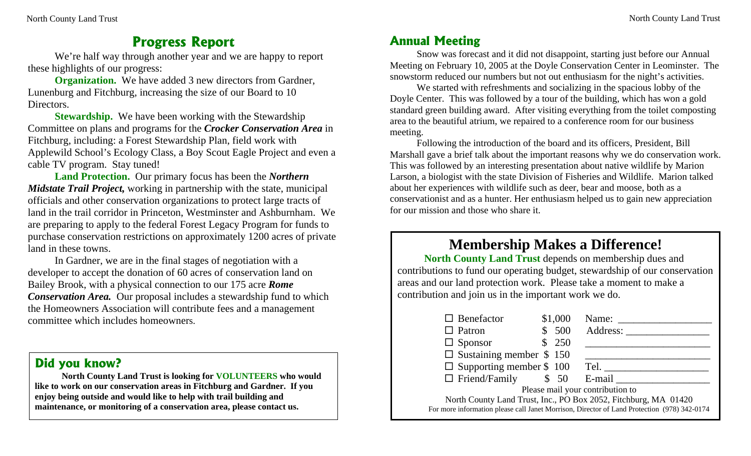## Progress Report

We're half way through another year and we are happy to report these highlights of our progress:

**Organization.** We have added 3 new directors from Gardner, Lunenburg and Fitchburg, increasing the size of our Board to 10 Directors.

**Stewardship.** We have been working with the Stewardship Committee on plans and programs for the ***Crocker Conservation Area*** in Fitchburg, including: a Forest Stewardship Plan, field work with Applewild School's Ecology Class, a Boy Scout Eagle Project and even a cable TV program. Stay tuned!

**Land Protection.** Our primary focus has been the ***Northern Midstate Trail Project,*** working in partnership with the state, municipal officials and other conservation organizations to protect large tracts of land in the trail corridor in Princeton, Westminster and Ashburnham. We are preparing to apply to the federal Forest Legacy Program for funds to purchase conservation restrictions on approximately 1200 acres of private land in these towns.

In Gardner, we are in the final stages of negotiation with a developer to accept the donation of 60 acres of conservation land on Bailey Brook, with a physical connection to our 175 acre ***Rome Conservation Area.*** Our proposal includes a stewardship fund to which the Homeowners Association will contribute fees and a management committee which includes homeowners.

### Did you know?

**North County Land Trust is looking for VOLUNTEERS who would like to work on our conservation areas in Fitchburg and Gardner. If you enjoy being outside and would like to help with trail building and maintenance, or monitoring of a conservation area, please contact us.**

## Annual Meeting

Snow was forecast and it did not disappoint, starting just before our Annual Meeting on February 10, 2005 at the Doyle Conservation Center in Leominster. The snowstorm reduced our numbers but not out enthusiasm for the night's activities.

We started with refreshments and socializing in the spacious lobby of the Doyle Center. This was followed by a tour of the building, which has won a gold standard green building award. After visiting everything from the toilet composting area to the beautiful atrium, we repaired to a conference room for our business meeting.

Following the introduction of the board and its officers, President, Bill Marshall gave a brief talk about the important reasons why we do conservation work. This was followed by an interesting presentation about native wildlife by Marion Larson, a biologist with the state Division of Fisheries and Wildlife. Marion talked about her experiences with wildlife such as deer, bear and moose, both as a conservationist and as a hunter. Her enthusiasm helped us to gain new appreciation for our mission and those who share it.

## Membership Makes a Difference!

**North County Land Trust** depends on membership dues and contributions to fund our operating budget, stewardship of our conservation areas and our land protection work. Please take a moment to make a contribution and join us in the important work we do.

| | | |
|---|---|---|
| ☐ Benefactor | $1,000 | Name: __________________ |
| ☐ Patron | $ 500 | Address: ________________ |
| ☐ Sponsor | $ 250 | ________________________ |
| ☐ Sustaining member | $ 150 | ________________________ |
| ☐ Supporting member | $ 100 | Tel. ____________________ |
| ☐ Friend/Family | $ 50 | E-mail __________________ |

Please mail your contribution to

North County Land Trust, Inc., PO Box 2052, Fitchburg, MA 01420

For more information please call Janet Morrison, Director of Land Protection (978) 342-0174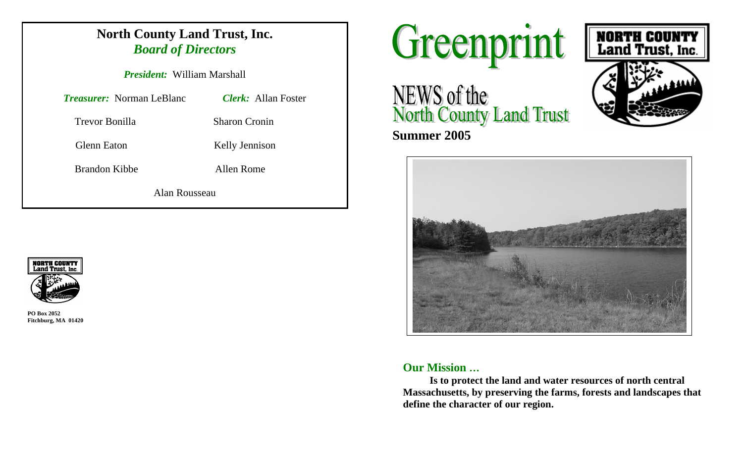## North County Land Trust, Inc.
### *Board of Directors*

***President:*** William Marshall

***Treasurer:*** Norman LeBlanc ***Clerk:*** Allan Foster

Trevor Bonilla

Sharon Cronin

Glenn Eaton

Kelly Jennison

Brandon Kibbe

Allen Rome

Alan Rousseau

NORTH COUNTY Land Trust, Inc.

**PO Box 2052**
**Fitchburg, MA 01420**

# Greenprint

NEWS of the North County Land Trust

**Summer 2005**

NORTH COUNTY Land Trust, Inc.

## Our Mission …

**Is to protect the land and water resources of north central Massachusetts, by preserving the farms, forests and landscapes that define the character of our region.**